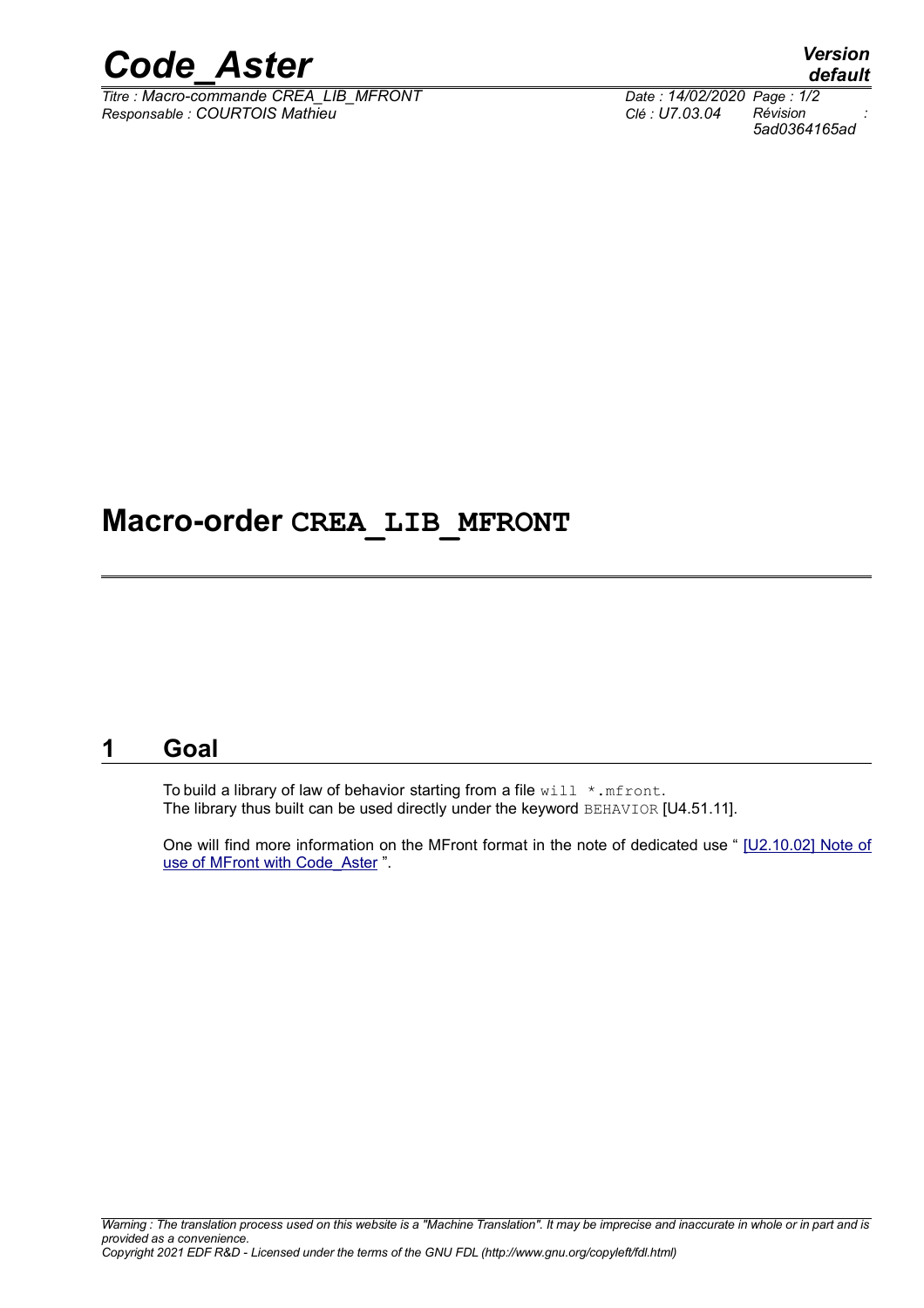# Macro-order CREA_LIB_MFRONT

## 1 Goal

To build a library of law of behavior starting from a file will *.mfront.
The library thus built can be used directly under the keyword BEHAVIOR [U4.51.11].

One will find more information on the MFront format in the note of dedicated use " [U2.10.02] Note of use of MFront with Code_Aster ".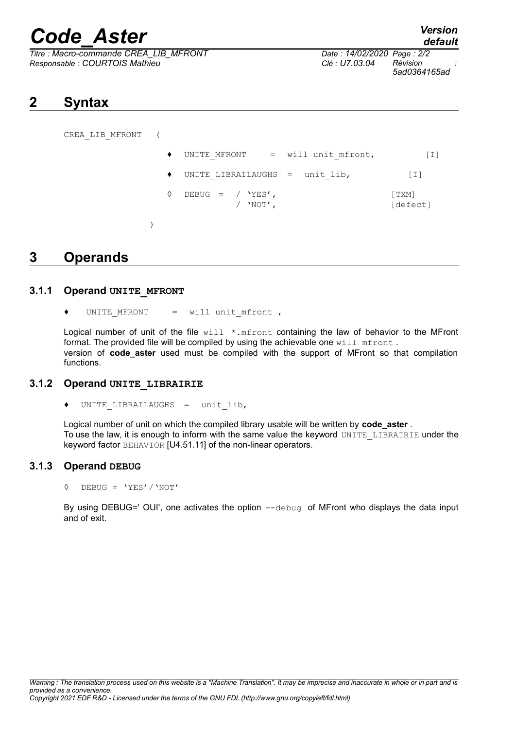# 2 Syntax

```
CREA_LIB_MFRONT   (

          ♦  UNITE_MFRONT      =  will unit_mfront,           [I]

          ♦  UNITE_LIBRAILAUGHS  =  unit_lib,                 [I]

          ◊  DEBUG  =  / 'YES',                               [TXM]
                       / 'NOT',                               [defect]

        )
```

# 3 Operands

### 3.1.1 Operand UNITE_MFRONT

♦ UNITE_MFRONT = will unit_mfront ,

Logical number of unit of the file will *.mfront containing the law of behavior to the MFront format. The provided file will be compiled by using the achievable one will mfront .
version of **code_aster** used must be compiled with the support of MFront so that compilation functions.

### 3.1.2 Operand UNITE_LIBRAIRIE

♦ UNITE_LIBRAILAUGHS = unit_lib,

Logical number of unit on which the compiled library usable will be written by **code_aster** .
To use the law, it is enough to inform with the same value the keyword UNITE_LIBRAIRIE under the keyword factor BEHAVIOR [U4.51.11] of the non-linear operators.

### 3.1.3 Operand DEBUG

◊ DEBUG = 'YES'/'NOT'

By using DEBUG=' OUI', one activates the option --debug of MFront who displays the data input and of exit.